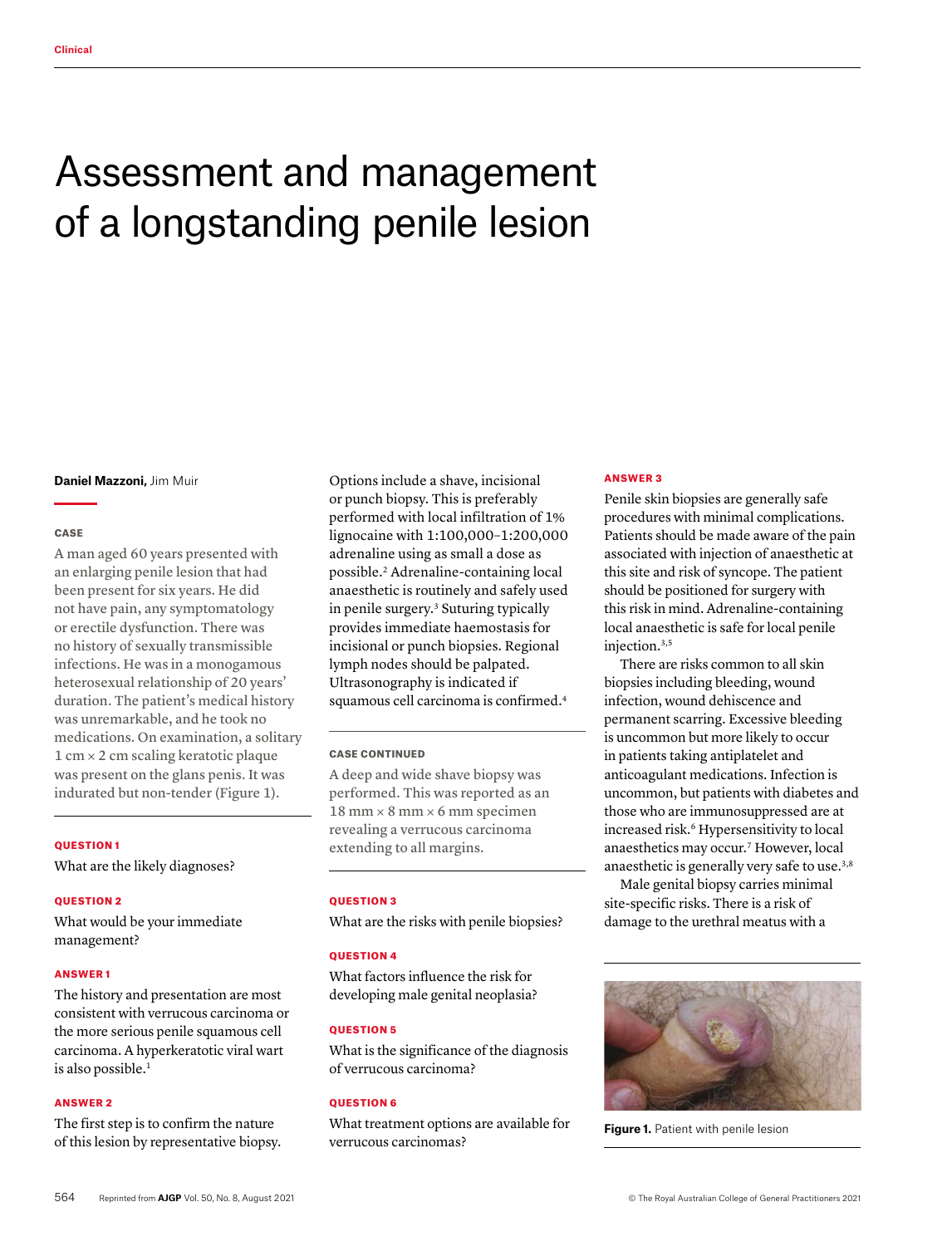Clinical

# Assessment and management of a longstanding penile lesion

**Daniel Mazzoni,** Jim Muir

## CASE

A man aged 60 years presented with an enlarging penile lesion that had been present for six years. He did not have pain, any symptomatology or erectile dysfunction. There was no history of sexually transmissible infections. He was in a monogamous heterosexual relationship of 20 years' duration. The patient's medical history was unremarkable, and he took no medications. On examination, a solitary 1 cm × 2 cm scaling keratotic plaque was present on the glans penis. It was indurated but non-tender (Figure 1).

## QUESTION 1

What are the likely diagnoses?

## QUESTION 2

What would be your immediate management?

## ANSWER 1

The history and presentation are most consistent with verrucous carcinoma or the more serious penile squamous cell carcinoma. A hyperkeratotic viral wart is also possible.[1]

## ANSWER 2

The first step is to confirm the nature of this lesion by representative biopsy. Options include a shave, incisional or punch biopsy. This is preferably performed with local infiltration of 1% lignocaine with 1:100,000–1:200,000 adrenaline using as small a dose as possible.[2] Adrenaline-containing local anaesthetic is routinely and safely used in penile surgery.[3] Suturing typically provides immediate haemostasis for incisional or punch biopsies. Regional lymph nodes should be palpated. Ultrasonography is indicated if squamous cell carcinoma is confirmed.[4]

## CASE CONTINUED

A deep and wide shave biopsy was performed. This was reported as an 18 mm × 8 mm × 6 mm specimen revealing a verrucous carcinoma extending to all margins.

## QUESTION 3

What are the risks with penile biopsies?

## QUESTION 4

What factors influence the risk for developing male genital neoplasia?

## QUESTION 5

What is the significance of the diagnosis of verrucous carcinoma?

## QUESTION 6

What treatment options are available for verrucous carcinomas?

## ANSWER 3

Penile skin biopsies are generally safe procedures with minimal complications. Patients should be made aware of the pain associated with injection of anaesthetic at this site and risk of syncope. The patient should be positioned for surgery with this risk in mind. Adrenaline-containing local anaesthetic is safe for local penile injection.[3,5]

There are risks common to all skin biopsies including bleeding, wound infection, wound dehiscence and permanent scarring. Excessive bleeding is uncommon but more likely to occur in patients taking antiplatelet and anticoagulant medications. Infection is uncommon, but patients with diabetes and those who are immunosuppressed are at increased risk.[6] Hypersensitivity to local anaesthetics may occur.[7] However, local anaesthetic is generally very safe to use.[3,8]

Male genital biopsy carries minimal site-specific risks. There is a risk of damage to the urethral meatus with a

**Figure 1.** Patient with penile lesion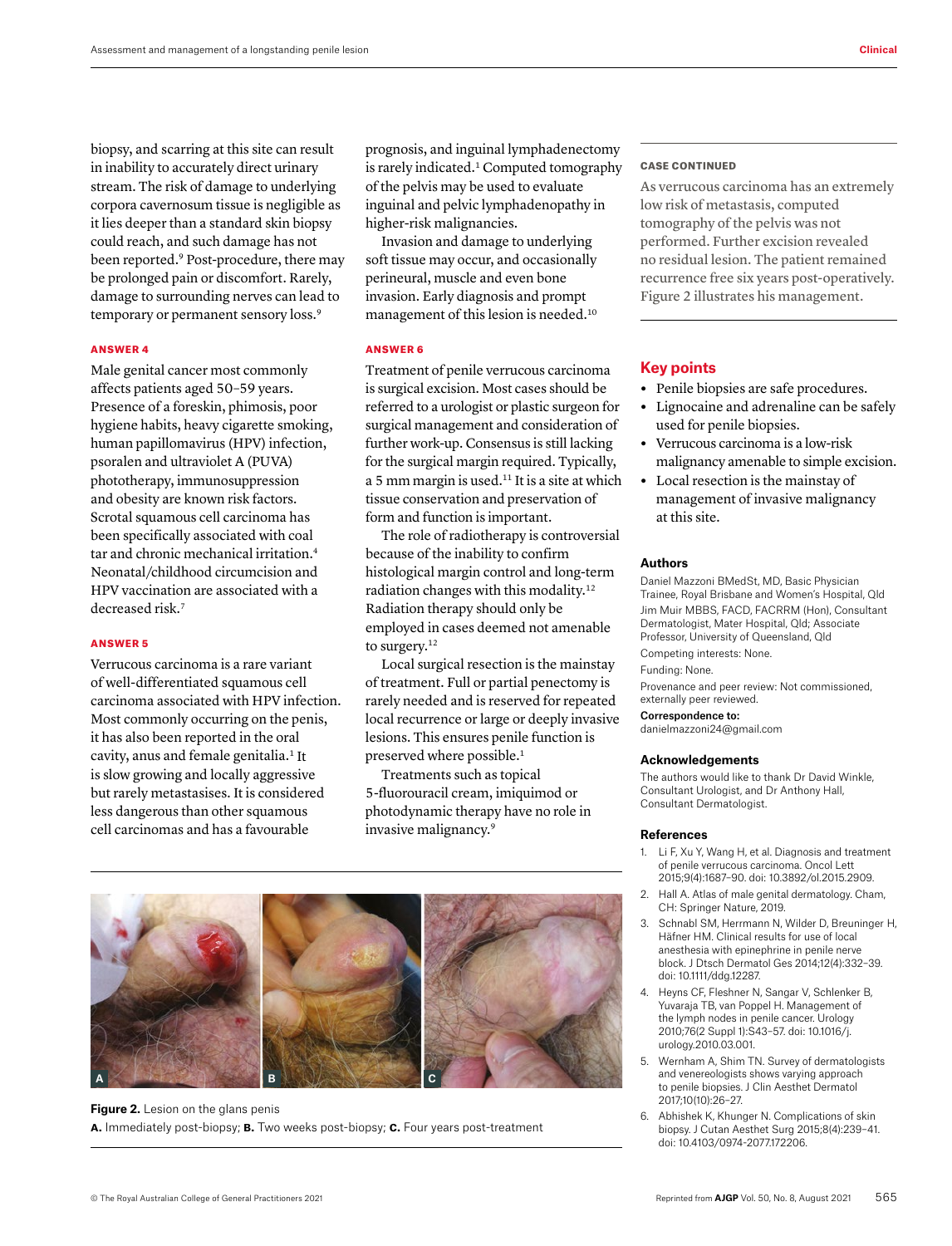biopsy, and scarring at this site can result in inability to accurately direct urinary stream. The risk of damage to underlying corpora cavernosum tissue is negligible as it lies deeper than a standard skin biopsy could reach, and such damage has not been reported.[9] Post-procedure, there may be prolonged pain or discomfort. Rarely, damage to surrounding nerves can lead to temporary or permanent sensory loss.[9]

### ANSWER 4

Male genital cancer most commonly affects patients aged 50–59 years. Presence of a foreskin, phimosis, poor hygiene habits, heavy cigarette smoking, human papillomavirus (HPV) infection, psoralen and ultraviolet A (PUVA) phototherapy, immunosuppression and obesity are known risk factors. Scrotal squamous cell carcinoma has been specifically associated with coal tar and chronic mechanical irritation.[4] Neonatal/childhood circumcision and HPV vaccination are associated with a decreased risk.[7]

### ANSWER 5

Verrucous carcinoma is a rare variant of well-differentiated squamous cell carcinoma associated with HPV infection. Most commonly occurring on the penis, it has also been reported in the oral cavity, anus and female genitalia.[1] It is slow growing and locally aggressive but rarely metastasises. It is considered less dangerous than other squamous cell carcinomas and has a favourable prognosis, and inguinal lymphadenectomy is rarely indicated.[1] Computed tomography of the pelvis may be used to evaluate inguinal and pelvic lymphadenopathy in higher-risk malignancies.

Invasion and damage to underlying soft tissue may occur, and occasionally perineural, muscle and even bone invasion. Early diagnosis and prompt management of this lesion is needed.[10]

### ANSWER 6

Treatment of penile verrucous carcinoma is surgical excision. Most cases should be referred to a urologist or plastic surgeon for surgical management and consideration of further work-up. Consensus is still lacking for the surgical margin required. Typically, a 5 mm margin is used.[11] It is a site at which tissue conservation and preservation of form and function is important.

The role of radiotherapy is controversial because of the inability to confirm histological margin control and long-term radiation changes with this modality.[12] Radiation therapy should only be employed in cases deemed not amenable to surgery.[12]

Local surgical resection is the mainstay of treatment. Full or partial penectomy is rarely needed and is reserved for repeated local recurrence or large or deeply invasive lesions. This ensures penile function is preserved where possible.[1]

Treatments such as topical 5-fluorouracil cream, imiquimod or photodynamic therapy have no role in invasive malignancy.[9]

**Figure 2.** Lesion on the glans penis
**A.** Immediately post-biopsy; **B.** Two weeks post-biopsy; **C.** Four years post-treatment

### CASE CONTINUED

As verrucous carcinoma has an extremely low risk of metastasis, computed tomography of the pelvis was not performed. Further excision revealed no residual lesion. The patient remained recurrence free six years post-operatively. Figure 2 illustrates his management.

## Key points

- Penile biopsies are safe procedures.
- Lignocaine and adrenaline can be safely used for penile biopsies.
- Verrucous carcinoma is a low-risk malignancy amenable to simple excision.
- Local resection is the mainstay of management of invasive malignancy at this site.

### Authors

Daniel Mazzoni BMedSt, MD, Basic Physician Trainee, Royal Brisbane and Women's Hospital, Qld

Jim Muir MBBS, FACD, FACRRM (Hon), Consultant Dermatologist, Mater Hospital, Qld; Associate Professor, University of Queensland, Qld

Competing interests: None.

Funding: None.

Provenance and peer review: Not commissioned, externally peer reviewed.

**Correspondence to:**
danielmazzoni24@gmail.com

### Acknowledgements

The authors would like to thank Dr David Winkle, Consultant Urologist, and Dr Anthony Hall, Consultant Dermatologist.

### References

1. Li F, Xu Y, Wang H, et al. Diagnosis and treatment of penile verrucous carcinoma. Oncol Lett 2015;9(4):1687–90. doi: 10.3892/ol.2015.2909.
2. Hall A. Atlas of male genital dermatology. Cham, CH: Springer Nature, 2019.
3. Schnabl SM, Herrmann N, Wilder D, Breuninger H, Häfner HM. Clinical results for use of local anesthesia with epinephrine in penile nerve block. J Dtsch Dermatol Ges 2014;12(4):332–39. doi: 10.1111/ddg.12287.
4. Heyns CF, Fleshner N, Sangar V, Schlenker B, Yuvaraja TB, van Poppel H. Management of the lymph nodes in penile cancer. Urology 2010;76(2 Suppl 1):S43–57. doi: 10.1016/j.urology.2010.03.001.
5. Wernham A, Shim TN. Survey of dermatologists and venereologists shows varying approach to penile biopsies. J Clin Aesthet Dermatol 2017;10(10):26–27.
6. Abhishek K, Khunger N. Complications of skin biopsy. J Cutan Aesthet Surg 2015;8(4):239–41. doi: 10.4103/0974-2077.172206.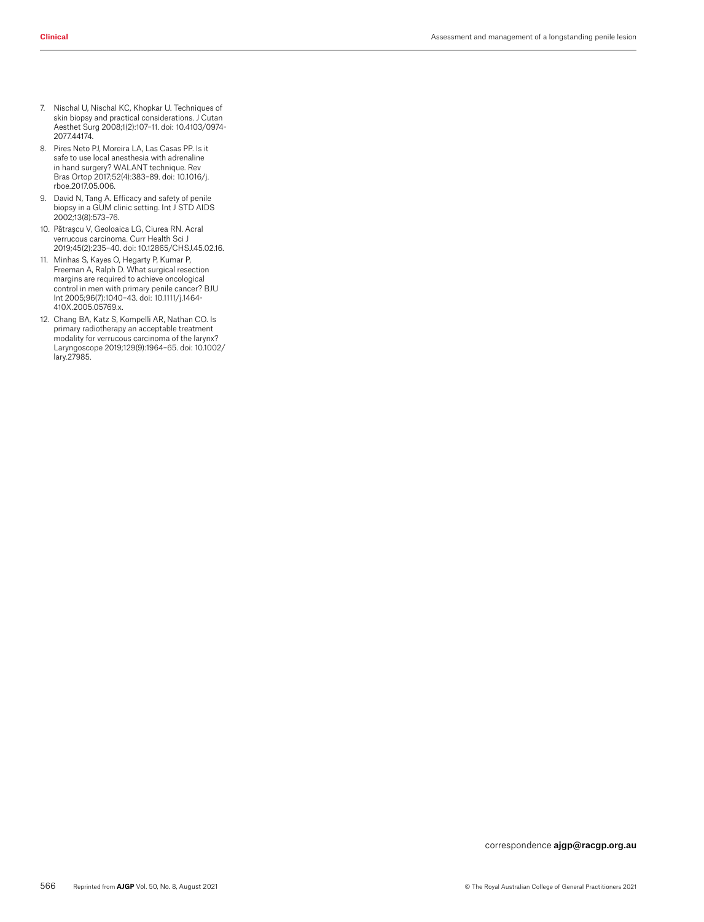7. Nischal U, Nischal KC, Khopkar U. Techniques of skin biopsy and practical considerations. J Cutan Aesthet Surg 2008;1(2):107–11. doi: 10.4103/0974-2077.44174.
8. Pires Neto PJ, Moreira LA, Las Casas PP. Is it safe to use local anesthesia with adrenaline in hand surgery? WALANT technique. Rev Bras Ortop 2017;52(4):383–89. doi: 10.1016/j.rboe.2017.05.006.
9. David N, Tang A. Efficacy and safety of penile biopsy in a GUM clinic setting. Int J STD AIDS 2002;13(8):573–76.
10. Pătraşcu V, Geoloaica LG, Ciurea RN. Acral verrucous carcinoma. Curr Health Sci J 2019;45(2):235–40. doi: 10.12865/CHSJ.45.02.16.
11. Minhas S, Kayes O, Hegarty P, Kumar P, Freeman A, Ralph D. What surgical resection margins are required to achieve oncological control in men with primary penile cancer? BJU Int 2005;96(7):1040–43. doi: 10.1111/j.1464-410X.2005.05769.x.
12. Chang BA, Katz S, Kompelli AR, Nathan CO. Is primary radiotherapy an acceptable treatment modality for verrucous carcinoma of the larynx? Laryngoscope 2019;129(9):1964–65. doi: 10.1002/lary.27985.

correspondence **ajgp@racgp.org.au**